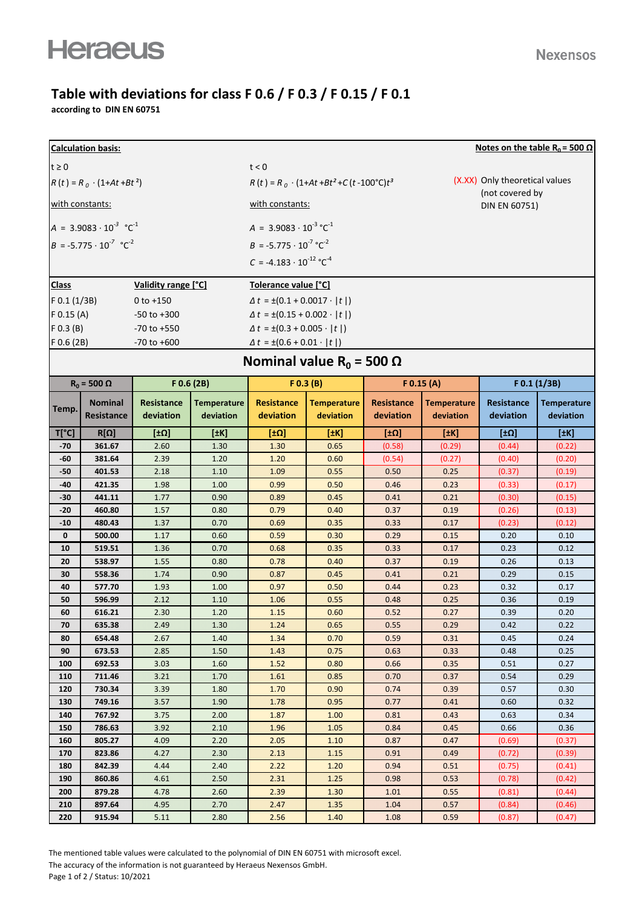Heraeus

Nexensos

# Table with deviations for class F 0.6 / F 0.3 / F 0.15 / F 0.1

**according to DIN EN 60751**

**Calculation basis:**

**Notes on the table $R_0 = 500\ \Omega$**

(X.XX) Only theoretical values (not covered by DIN EN 60751)

$t \geq 0$

$$R(t) = R_0 \cdot (1 + At + Bt^2)$$

with constants:

$A = 3.9083 \cdot 10^{-3}\ °C^{-1}$

$B = -5.775 \cdot 10^{-7}\ °C^{-2}$

$t < 0$

$$R(t) = R_0 \cdot (1 + At + Bt^2 + C(t - 100°C)t^3$$

with constants:

$A = 3.9083 \cdot 10^{-3}\ °C^{-1}$

$B = -5.775 \cdot 10^{-7}\ °C^{-2}$

$C = -4.183 \cdot 10^{-12}\ °C^{-4}$

| Class | Validity range [°C] | Tolerance value [°C] |
|---|---|---|
| F 0.1 (1/3B) | 0 to +150 | $\Delta t = \pm(0.1 + 0.0017 \cdot \lvert t \rvert)$ |
| F 0.15 (A) | -50 to +300 | $\Delta t = \pm(0.15 + 0.002 \cdot \lvert t \rvert)$ |
| F 0.3 (B) | -70 to +550 | $\Delta t = \pm(0.3 + 0.005 \cdot \lvert t \rvert)$ |
| F 0.6 (2B) | -70 to +600 | $\Delta t = \pm(0.6 + 0.01 \cdot \lvert t \rvert)$ |

## Nominal value $R_0 = 500\ \Omega$

| $R_0 = 500\ \Omega$ | | F 0.6 (2B) | | F 0.3 (B) | | F 0.15 (A) | | F 0.1 (1/3B) | |
|---|---|---|---|---|---|---|---|---|---|
| Temp. | Nominal Resistance | Resistance deviation | Temperature deviation | Resistance deviation | Temperature deviation | Resistance deviation | Temperature deviation | Resistance deviation | Temperature deviation |
| T[°C] | R[Ω] | [±Ω] | [±K] | [±Ω] | [±K] | [±Ω] | [±K] | [±Ω] | [±K] |
| -70 | 361.67 | 2.60 | 1.30 | 1.30 | 0.65 | (0.58) | (0.29) | (0.44) | (0.22) |
| -60 | 381.64 | 2.39 | 1.20 | 1.20 | 0.60 | (0.54) | (0.27) | (0.40) | (0.20) |
| -50 | 401.53 | 2.18 | 1.10 | 1.09 | 0.55 | 0.50 | 0.25 | (0.37) | (0.19) |
| -40 | 421.35 | 1.98 | 1.00 | 0.99 | 0.50 | 0.46 | 0.23 | (0.33) | (0.17) |
| -30 | 441.11 | 1.77 | 0.90 | 0.89 | 0.45 | 0.41 | 0.21 | (0.30) | (0.15) |
| -20 | 460.80 | 1.57 | 0.80 | 0.79 | 0.40 | 0.37 | 0.19 | (0.26) | (0.13) |
| -10 | 480.43 | 1.37 | 0.70 | 0.69 | 0.35 | 0.33 | 0.17 | (0.23) | (0.12) |
| 0 | 500.00 | 1.17 | 0.60 | 0.59 | 0.30 | 0.29 | 0.15 | 0.20 | 0.10 |
| 10 | 519.51 | 1.36 | 0.70 | 0.68 | 0.35 | 0.33 | 0.17 | 0.23 | 0.12 |
| 20 | 538.97 | 1.55 | 0.80 | 0.78 | 0.40 | 0.37 | 0.19 | 0.26 | 0.13 |
| 30 | 558.36 | 1.74 | 0.90 | 0.87 | 0.45 | 0.41 | 0.21 | 0.29 | 0.15 |
| 40 | 577.70 | 1.93 | 1.00 | 0.97 | 0.50 | 0.44 | 0.23 | 0.32 | 0.17 |
| 50 | 596.99 | 2.12 | 1.10 | 1.06 | 0.55 | 0.48 | 0.25 | 0.36 | 0.19 |
| 60 | 616.21 | 2.30 | 1.20 | 1.15 | 0.60 | 0.52 | 0.27 | 0.39 | 0.20 |
| 70 | 635.38 | 2.49 | 1.30 | 1.24 | 0.65 | 0.55 | 0.29 | 0.42 | 0.22 |
| 80 | 654.48 | 2.67 | 1.40 | 1.34 | 0.70 | 0.59 | 0.31 | 0.45 | 0.24 |
| 90 | 673.53 | 2.85 | 1.50 | 1.43 | 0.75 | 0.63 | 0.33 | 0.48 | 0.25 |
| 100 | 692.53 | 3.03 | 1.60 | 1.52 | 0.80 | 0.66 | 0.35 | 0.51 | 0.27 |
| 110 | 711.46 | 3.21 | 1.70 | 1.61 | 0.85 | 0.70 | 0.37 | 0.54 | 0.29 |
| 120 | 730.34 | 3.39 | 1.80 | 1.70 | 0.90 | 0.74 | 0.39 | 0.57 | 0.30 |
| 130 | 749.16 | 3.57 | 1.90 | 1.78 | 0.95 | 0.77 | 0.41 | 0.60 | 0.32 |
| 140 | 767.92 | 3.75 | 2.00 | 1.87 | 1.00 | 0.81 | 0.43 | 0.63 | 0.34 |
| 150 | 786.63 | 3.92 | 2.10 | 1.96 | 1.05 | 0.84 | 0.45 | 0.66 | 0.36 |
| 160 | 805.27 | 4.09 | 2.20 | 2.05 | 1.10 | 0.87 | 0.47 | (0.69) | (0.37) |
| 170 | 823.86 | 4.27 | 2.30 | 2.13 | 1.15 | 0.91 | 0.49 | (0.72) | (0.39) |
| 180 | 842.39 | 4.44 | 2.40 | 2.22 | 1.20 | 0.94 | 0.51 | (0.75) | (0.41) |
| 190 | 860.86 | 4.61 | 2.50 | 2.31 | 1.25 | 0.98 | 0.53 | (0.78) | (0.42) |
| 200 | 879.28 | 4.78 | 2.60 | 2.39 | 1.30 | 1.01 | 0.55 | (0.81) | (0.44) |
| 210 | 897.64 | 4.95 | 2.70 | 2.47 | 1.35 | 1.04 | 0.57 | (0.84) | (0.46) |
| 220 | 915.94 | 5.11 | 2.80 | 2.56 | 1.40 | 1.08 | 0.59 | (0.87) | (0.47) |

The mentioned table values were calculated to the polynomial of DIN EN 60751 with microsoft excel.
The accuracy of the information is not guaranteed by Heraeus Nexensos GmbH.
Status: 10/2021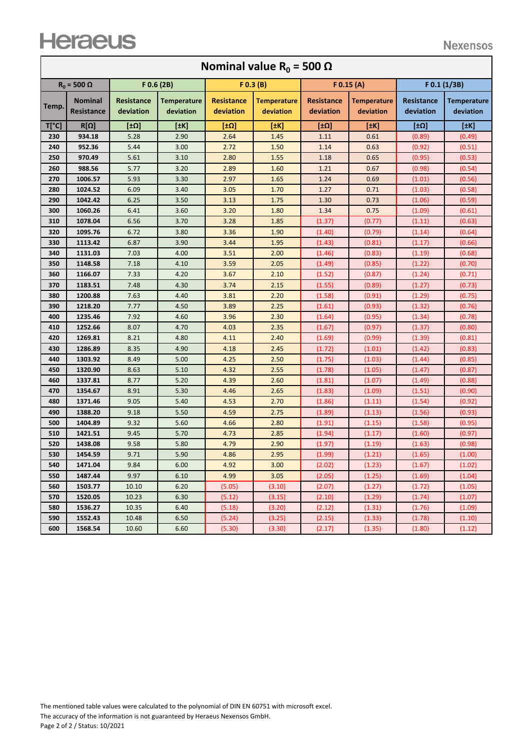## Nominal value $R_0$ = 500 Ω

| $R_0$ = 500 Ω | | F 0.6 (2B) | | F 0.3 (B) | | F 0.15 (A) | | F 0.1 (1/3B) | |
|---|---|---|---|---|---|---|---|---|---|
| Temp. | Nominal Resistance | Resistance deviation | Temperature deviation | Resistance deviation | Temperature deviation | Resistance deviation | Temperature deviation | Resistance deviation | Temperature deviation |
| T[°C] | R[Ω] | [±Ω] | [±K] | [±Ω] | [±K] | [±Ω] | [±K] | [±Ω] | [±K] |
| 230 | 934.18 | 5.28 | 2.90 | 2.64 | 1.45 | 1.11 | 0.61 | (0.89) | (0.49) |
| 240 | 952.36 | 5.44 | 3.00 | 2.72 | 1.50 | 1.14 | 0.63 | (0.92) | (0.51) |
| 250 | 970.49 | 5.61 | 3.10 | 2.80 | 1.55 | 1.18 | 0.65 | (0.95) | (0.53) |
| 260 | 988.56 | 5.77 | 3.20 | 2.89 | 1.60 | 1.21 | 0.67 | (0.98) | (0.54) |
| 270 | 1006.57 | 5.93 | 3.30 | 2.97 | 1.65 | 1.24 | 0.69 | (1.01) | (0.56) |
| 280 | 1024.52 | 6.09 | 3.40 | 3.05 | 1.70 | 1.27 | 0.71 | (1.03) | (0.58) |
| 290 | 1042.42 | 6.25 | 3.50 | 3.13 | 1.75 | 1.30 | 0.73 | (1.06) | (0.59) |
| 300 | 1060.26 | 6.41 | 3.60 | 3.20 | 1.80 | 1.34 | 0.75 | (1.09) | (0.61) |
| 310 | 1078.04 | 6.56 | 3.70 | 3.28 | 1.85 | (1.37) | (0.77) | (1.11) | (0.63) |
| 320 | 1095.76 | 6.72 | 3.80 | 3.36 | 1.90 | (1.40) | (0.79) | (1.14) | (0.64) |
| 330 | 1113.42 | 6.87 | 3.90 | 3.44 | 1.95 | (1.43) | (0.81) | (1.17) | (0.66) |
| 340 | 1131.03 | 7.03 | 4.00 | 3.51 | 2.00 | (1.46) | (0.83) | (1.19) | (0.68) |
| 350 | 1148.58 | 7.18 | 4.10 | 3.59 | 2.05 | (1.49) | (0.85) | (1.22) | (0.70) |
| 360 | 1166.07 | 7.33 | 4.20 | 3.67 | 2.10 | (1.52) | (0.87) | (1.24) | (0.71) |
| 370 | 1183.51 | 7.48 | 4.30 | 3.74 | 2.15 | (1.55) | (0.89) | (1.27) | (0.73) |
| 380 | 1200.88 | 7.63 | 4.40 | 3.81 | 2.20 | (1.58) | (0.91) | (1.29) | (0.75) |
| 390 | 1218.20 | 7.77 | 4.50 | 3.89 | 2.25 | (1.61) | (0.93) | (1.32) | (0.76) |
| 400 | 1235.46 | 7.92 | 4.60 | 3.96 | 2.30 | (1.64) | (0.95) | (1.34) | (0.78) |
| 410 | 1252.66 | 8.07 | 4.70 | 4.03 | 2.35 | (1.67) | (0.97) | (1.37) | (0.80) |
| 420 | 1269.81 | 8.21 | 4.80 | 4.11 | 2.40 | (1.69) | (0.99) | (1.39) | (0.81) |
| 430 | 1286.89 | 8.35 | 4.90 | 4.18 | 2.45 | (1.72) | (1.01) | (1.42) | (0.83) |
| 440 | 1303.92 | 8.49 | 5.00 | 4.25 | 2.50 | (1.75) | (1.03) | (1.44) | (0.85) |
| 450 | 1320.90 | 8.63 | 5.10 | 4.32 | 2.55 | (1.78) | (1.05) | (1.47) | (0.87) |
| 460 | 1337.81 | 8.77 | 5.20 | 4.39 | 2.60 | (1.81) | (1.07) | (1.49) | (0.88) |
| 470 | 1354.67 | 8.91 | 5.30 | 4.46 | 2.65 | (1.83) | (1.09) | (1.51) | (0.90) |
| 480 | 1371.46 | 9.05 | 5.40 | 4.53 | 2.70 | (1.86) | (1.11) | (1.54) | (0.92) |
| 490 | 1388.20 | 9.18 | 5.50 | 4.59 | 2.75 | (1.89) | (1.13) | (1.56) | (0.93) |
| 500 | 1404.89 | 9.32 | 5.60 | 4.66 | 2.80 | (1.91) | (1.15) | (1.58) | (0.95) |
| 510 | 1421.51 | 9.45 | 5.70 | 4.73 | 2.85 | (1.94) | (1.17) | (1.60) | (0.97) |
| 520 | 1438.08 | 9.58 | 5.80 | 4.79 | 2.90 | (1.97) | (1.19) | (1.63) | (0.98) |
| 530 | 1454.59 | 9.71 | 5.90 | 4.86 | 2.95 | (1.99) | (1.21) | (1.65) | (1.00) |
| 540 | 1471.04 | 9.84 | 6.00 | 4.92 | 3.00 | (2.02) | (1.23) | (1.67) | (1.02) |
| 550 | 1487.44 | 9.97 | 6.10 | 4.99 | 3.05 | (2.05) | (1.25) | (1.69) | (1.04) |
| 560 | 1503.77 | 10.10 | 6.20 | (5.05) | (3.10) | (2.07) | (1.27) | (1.72) | (1.05) |
| 570 | 1520.05 | 10.23 | 6.30 | (5.12) | (3.15) | (2.10) | (1.29) | (1.74) | (1.07) |
| 580 | 1536.27 | 10.35 | 6.40 | (5.18) | (3.20) | (2.12) | (1.31) | (1.76) | (1.09) |
| 590 | 1552.43 | 10.48 | 6.50 | (5.24) | (3.25) | (2.15) | (1.33) | (1.78) | (1.10) |
| 600 | 1568.54 | 10.60 | 6.60 | (5.30) | (3.30) | (2.17) | (1.35) | (1.80) | (1.12) |

The mentioned table values were calculated to the polynomial of DIN EN 60751 with microsoft excel.
The accuracy of the information is not guaranteed by Heraeus Nexensos GmbH.
Status: 10/2021